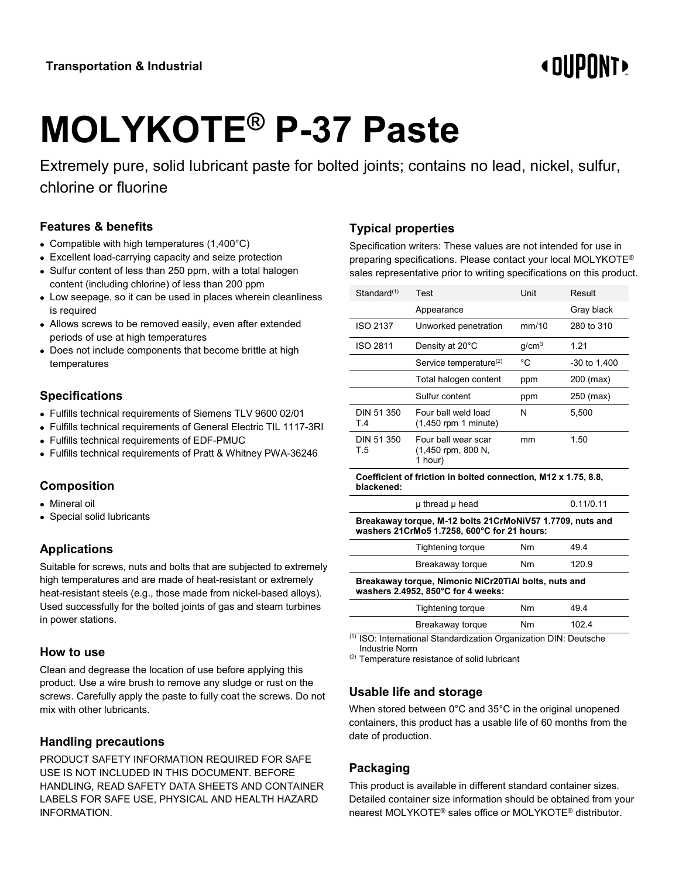Transportation & Industrial

# MOLYKOTE® P-37 Paste

Extremely pure, solid lubricant paste for bolted joints; contains no lead, nickel, sulfur, chlorine or fluorine

## Features & benefits

- Compatible with high temperatures (1,400°C)
- Excellent load-carrying capacity and seize protection
- Sulfur content of less than 250 ppm, with a total halogen content (including chlorine) of less than 200 ppm
- Low seepage, so it can be used in places wherein cleanliness is required
- Allows screws to be removed easily, even after extended periods of use at high temperatures
- Does not include components that become brittle at high temperatures

## Specifications

- Fulfills technical requirements of Siemens TLV 9600 02/01
- Fulfills technical requirements of General Electric TIL 1117-3RI
- Fulfills technical requirements of EDF-PMUC
- Fulfills technical requirements of Pratt & Whitney PWA-36246

## Composition

- Mineral oil
- Special solid lubricants

## Applications

Suitable for screws, nuts and bolts that are subjected to extremely high temperatures and are made of heat-resistant or extremely heat-resistant steels (e.g., those made from nickel-based alloys). Used successfully for the bolted joints of gas and steam turbines in power stations.

## How to use

Clean and degrease the location of use before applying this product. Use a wire brush to remove any sludge or rust on the screws. Carefully apply the paste to fully coat the screws. Do not mix with other lubricants.

## Handling precautions

PRODUCT SAFETY INFORMATION REQUIRED FOR SAFE USE IS NOT INCLUDED IN THIS DOCUMENT. BEFORE HANDLING, READ SAFETY DATA SHEETS AND CONTAINER LABELS FOR SAFE USE, PHYSICAL AND HEALTH HAZARD INFORMATION.

## Typical properties

Specification writers: These values are not intended for use in preparing specifications. Please contact your local MOLYKOTE® sales representative prior to writing specifications on this product.

| Standard[1] | Test | Unit | Result |
|---|---|---|---|
| | Appearance | | Gray black |
| ISO 2137 | Unworked penetration | mm/10 | 280 to 310 |
| ISO 2811 | Density at 20°C | g/cm³ | 1.21 |
| | Service temperature[2] | °C | -30 to 1,400 |
| | Total halogen content | ppm | 200 (max) |
| | Sulfur content | ppm | 250 (max) |
| DIN 51 350 T.4 | Four ball weld load (1,450 rpm 1 minute) | N | 5,500 |
| DIN 51 350 T.5 | Four ball wear scar (1,450 rpm, 800 N, 1 hour) | mm | 1.50 |
| **Coefficient of friction in bolted connection, M12 x 1.75, 8.8, blackened:** | | | |
| | μ thread μ head | | 0.11/0.11 |
| **Breakaway torque, M-12 bolts 21CrMoNiV57 1.7709, nuts and washers 21CrMo5 1.7258, 600°C for 21 hours:** | | | |
| | Tightening torque | Nm | 49.4 |
| | Breakaway torque | Nm | 120.9 |
| **Breakaway torque, Nimonic NiCr20TiAl bolts, nuts and washers 2.4952, 850°C for 4 weeks:** | | | |
| | Tightening torque | Nm | 49.4 |
| | Breakaway torque | Nm | 102.4 |

[1] ISO: International Standardization Organization DIN: Deutsche Industrie Norm

[2] Temperature resistance of solid lubricant

## Usable life and storage

When stored between 0°C and 35°C in the original unopened containers, this product has a usable life of 60 months from the date of production.

## Packaging

This product is available in different standard container sizes. Detailed container size information should be obtained from your nearest MOLYKOTE® sales office or MOLYKOTE® distributor.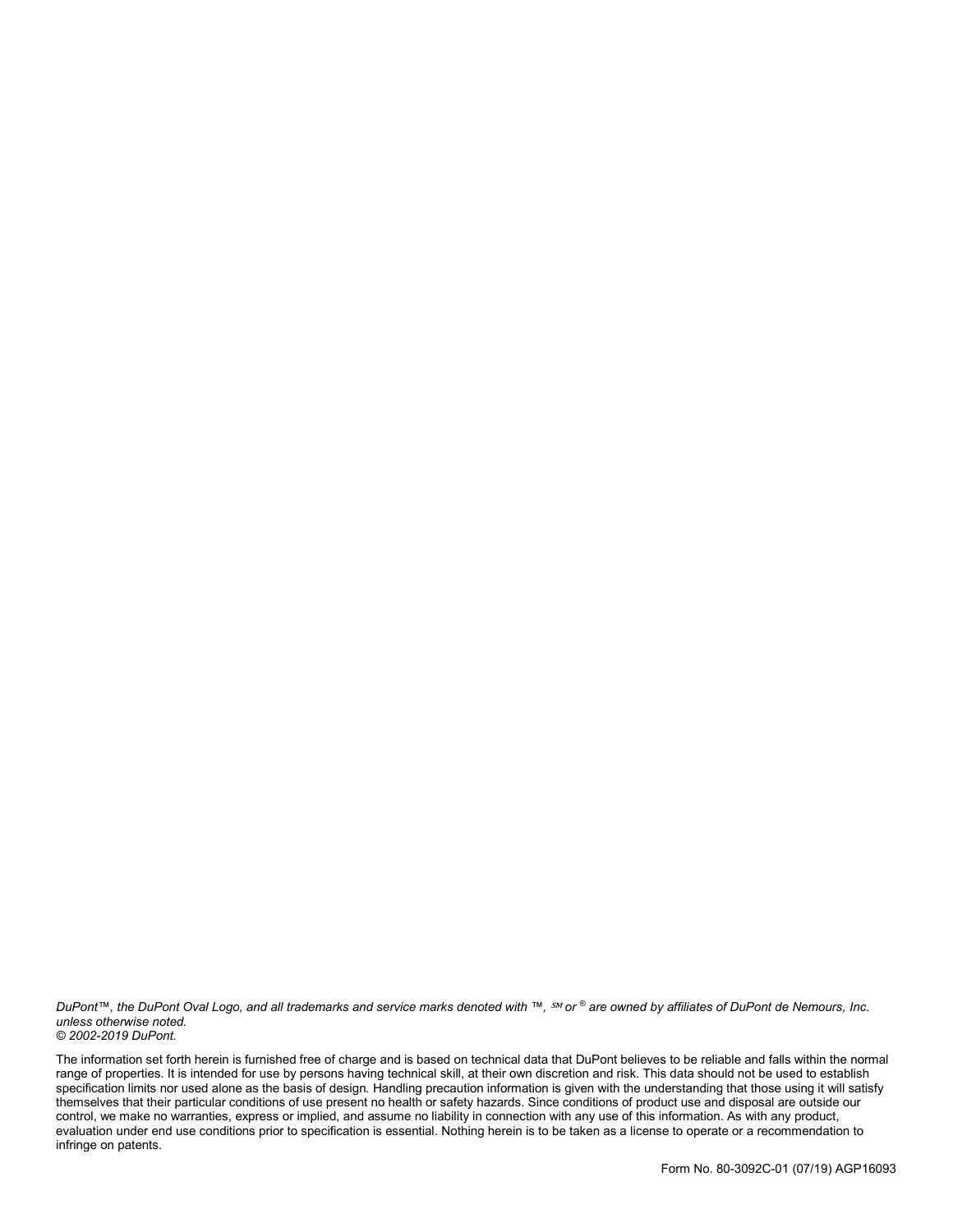*DuPont™, the DuPont Oval Logo, and all trademarks and service marks denoted with ™, ℠ or ® are owned by affiliates of DuPont de Nemours, Inc. unless otherwise noted.*
*© 2002-2019 DuPont.*

The information set forth herein is furnished free of charge and is based on technical data that DuPont believes to be reliable and falls within the normal range of properties. It is intended for use by persons having technical skill, at their own discretion and risk. This data should not be used to establish specification limits nor used alone as the basis of design. Handling precaution information is given with the understanding that those using it will satisfy themselves that their particular conditions of use present no health or safety hazards. Since conditions of product use and disposal are outside our control, we make no warranties, express or implied, and assume no liability in connection with any use of this information. As with any product, evaluation under end use conditions prior to specification is essential. Nothing herein is to be taken as a license to operate or a recommendation to infringe on patents.

Form No. 80-3092C-01 (07/19) AGP16093